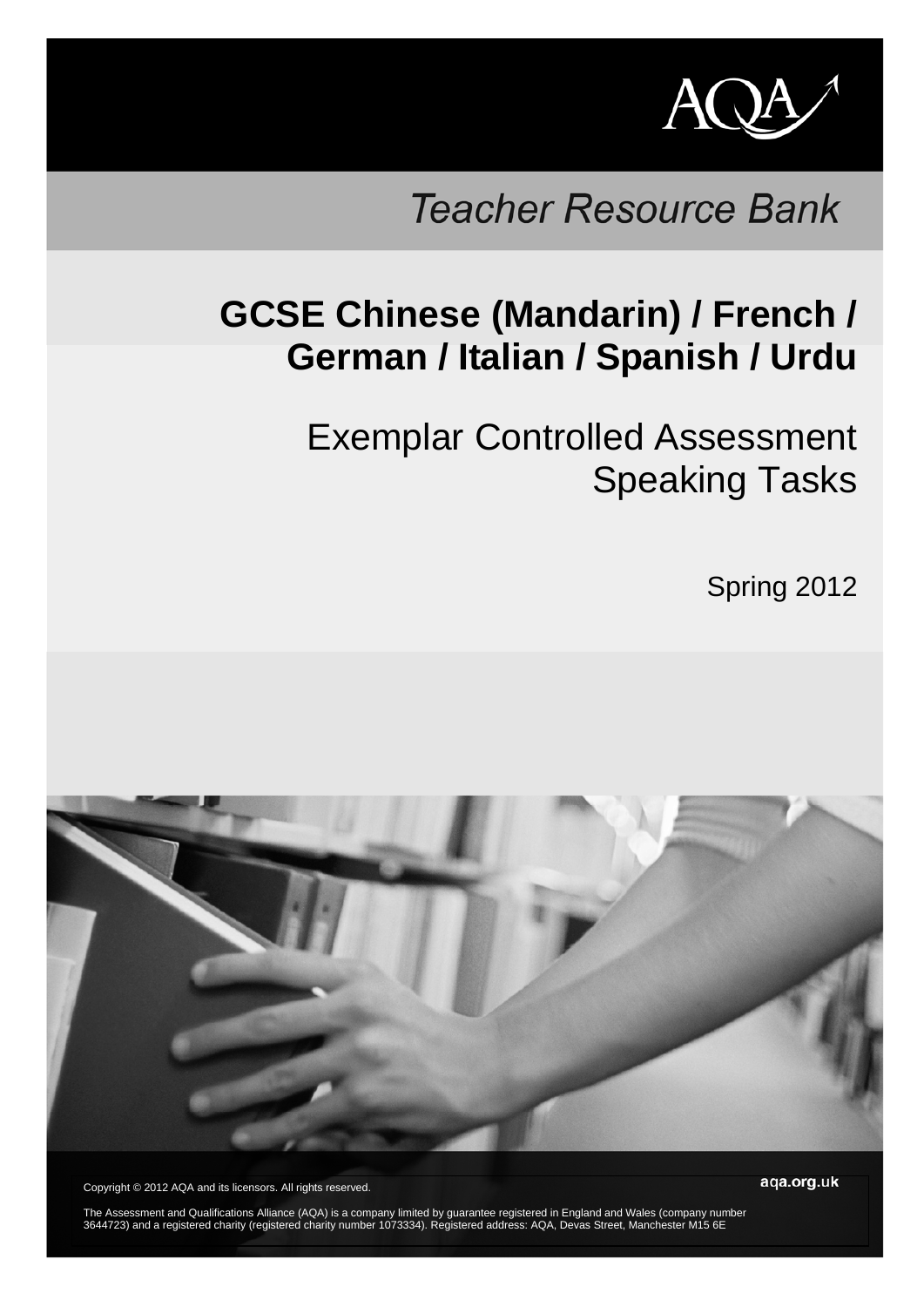Teacher Resource Bank

# GCSE Chinese (Mandarin) / French / German / Italian / Spanish / Urdu

## Exemplar Controlled Assessment Speaking Tasks

Spring 2012

Copyright © 2012 AQA and its licensors. All rights reserved.

aqa.org.uk

The Assessment and Qualifications Alliance (AQA) is a company limited by guarantee registered in England and Wales (company number 3644723) and a registered charity (registered charity number 1073334). Registered address: AQA, Devas Street, Manchester M15 6E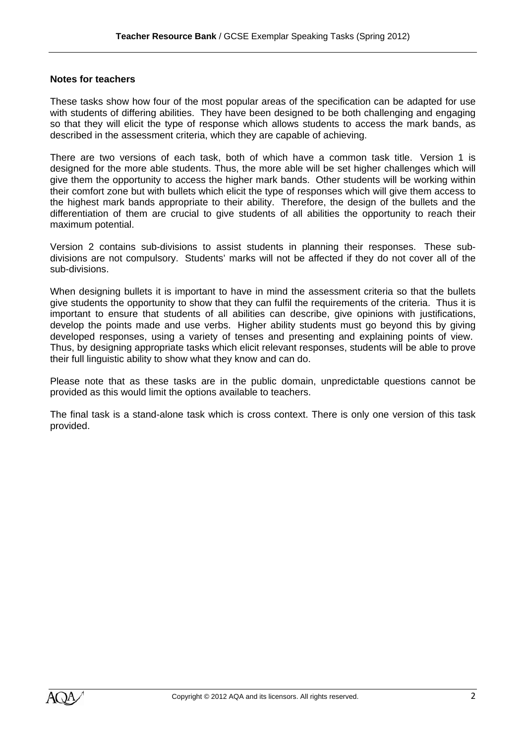**Notes for teachers**

These tasks show how four of the most popular areas of the specification can be adapted for use with students of differing abilities. They have been designed to be both challenging and engaging so that they will elicit the type of response which allows students to access the mark bands, as described in the assessment criteria, which they are capable of achieving.

There are two versions of each task, both of which have a common task title. Version 1 is designed for the more able students. Thus, the more able will be set higher challenges which will give them the opportunity to access the higher mark bands. Other students will be working within their comfort zone but with bullets which elicit the type of responses which will give them access to the highest mark bands appropriate to their ability. Therefore, the design of the bullets and the differentiation of them are crucial to give students of all abilities the opportunity to reach their maximum potential.

Version 2 contains sub-divisions to assist students in planning their responses. These sub-divisions are not compulsory. Students' marks will not be affected if they do not cover all of the sub-divisions.

When designing bullets it is important to have in mind the assessment criteria so that the bullets give students the opportunity to show that they can fulfil the requirements of the criteria. Thus it is important to ensure that students of all abilities can describe, give opinions with justifications, develop the points made and use verbs. Higher ability students must go beyond this by giving developed responses, using a variety of tenses and presenting and explaining points of view. Thus, by designing appropriate tasks which elicit relevant responses, students will be able to prove their full linguistic ability to show what they know and can do.

Please note that as these tasks are in the public domain, unpredictable questions cannot be provided as this would limit the options available to teachers.

The final task is a stand-alone task which is cross context. There is only one version of this task provided.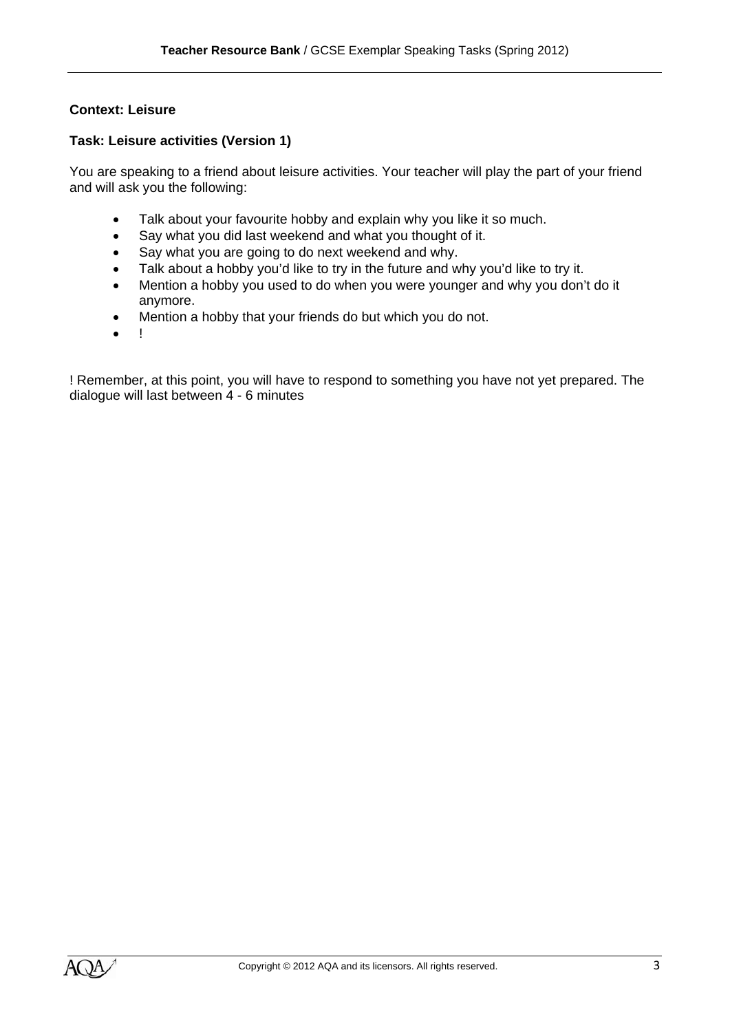**Context: Leisure**

**Task: Leisure activities (Version 1)**

You are speaking to a friend about leisure activities. Your teacher will play the part of your friend and will ask you the following:

- Talk about your favourite hobby and explain why you like it so much.
- Say what you did last weekend and what you thought of it.
- Say what you are going to do next weekend and why.
- Talk about a hobby you'd like to try in the future and why you'd like to try it.
- Mention a hobby you used to do when you were younger and why you don't do it anymore.
- Mention a hobby that your friends do but which you do not.
- !

! Remember, at this point, you will have to respond to something you have not yet prepared. The dialogue will last between 4 - 6 minutes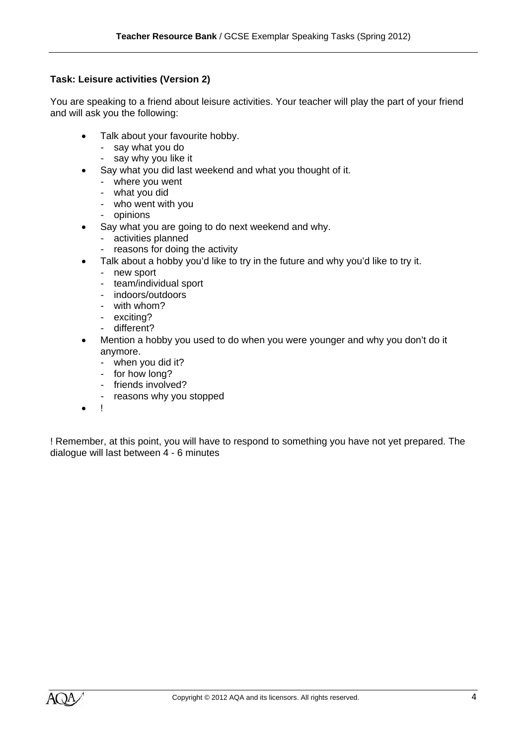### Task: Leisure activities (Version 2)

You are speaking to a friend about leisure activities. Your teacher will play the part of your friend and will ask you the following:

- Talk about your favourite hobby.
  - say what you do
  - say why you like it
- Say what you did last weekend and what you thought of it.
  - where you went
  - what you did
  - who went with you
  - opinions
- Say what you are going to do next weekend and why.
  - activities planned
  - reasons for doing the activity
- Talk about a hobby you'd like to try in the future and why you'd like to try it.
  - new sport
  - team/individual sport
  - indoors/outdoors
  - with whom?
  - exciting?
  - different?
- Mention a hobby you used to do when you were younger and why you don't do it anymore.
  - when you did it?
  - for how long?
  - friends involved?
  - reasons why you stopped
- !

! Remember, at this point, you will have to respond to something you have not yet prepared. The dialogue will last between 4 - 6 minutes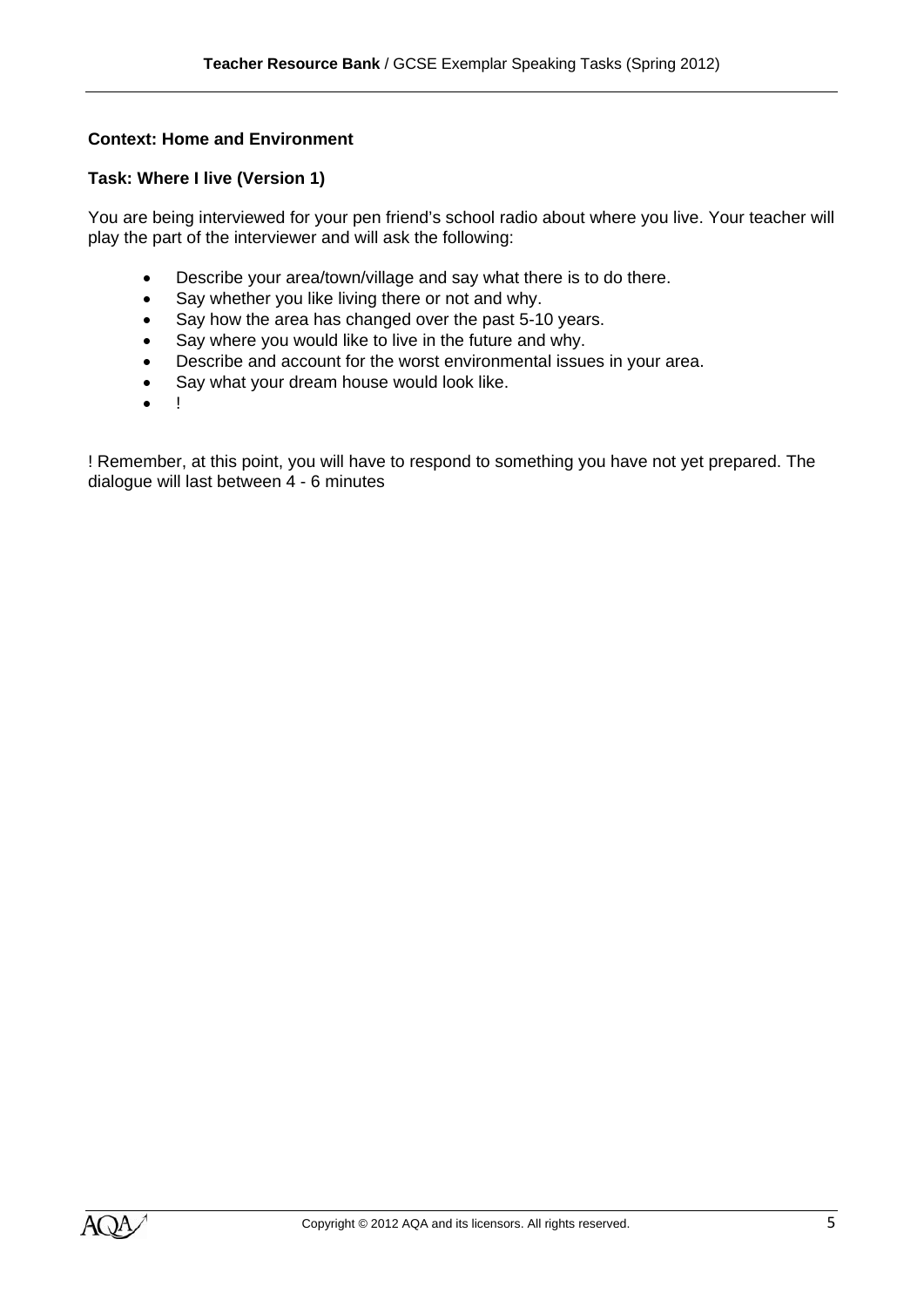**Context: Home and Environment**

**Task: Where I live (Version 1)**

You are being interviewed for your pen friend's school radio about where you live. Your teacher will play the part of the interviewer and will ask the following:

- Describe your area/town/village and say what there is to do there.
- Say whether you like living there or not and why.
- Say how the area has changed over the past 5-10 years.
- Say where you would like to live in the future and why.
- Describe and account for the worst environmental issues in your area.
- Say what your dream house would look like.
- !

! Remember, at this point, you will have to respond to something you have not yet prepared. The dialogue will last between 4 - 6 minutes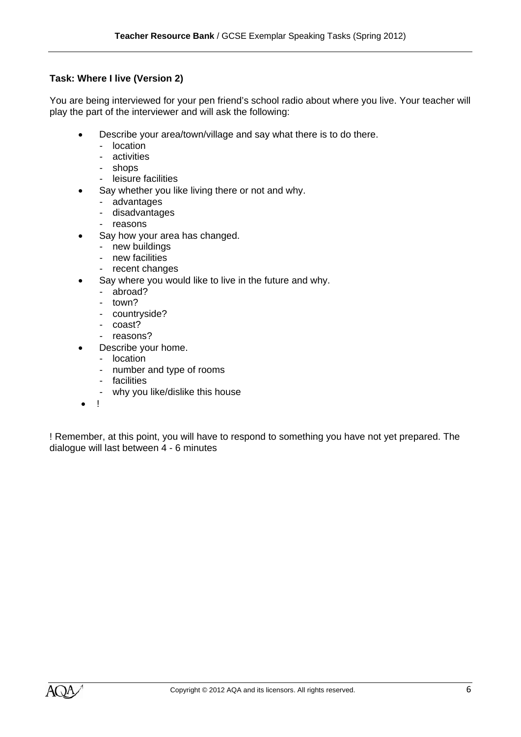**Task: Where I live (Version 2)**

You are being interviewed for your pen friend's school radio about where you live. Your teacher will play the part of the interviewer and will ask the following:

- Describe your area/town/village and say what there is to do there.
  - location
  - activities
  - shops
  - leisure facilities
- Say whether you like living there or not and why.
  - advantages
  - disadvantages
  - reasons
- Say how your area has changed.
  - new buildings
  - new facilities
  - recent changes
- Say where you would like to live in the future and why.
  - abroad?
  - town?
  - countryside?
  - coast?
  - reasons?
- Describe your home.
  - location
  - number and type of rooms
  - facilities
  - why you like/dislike this house
- !

! Remember, at this point, you will have to respond to something you have not yet prepared. The dialogue will last between 4 - 6 minutes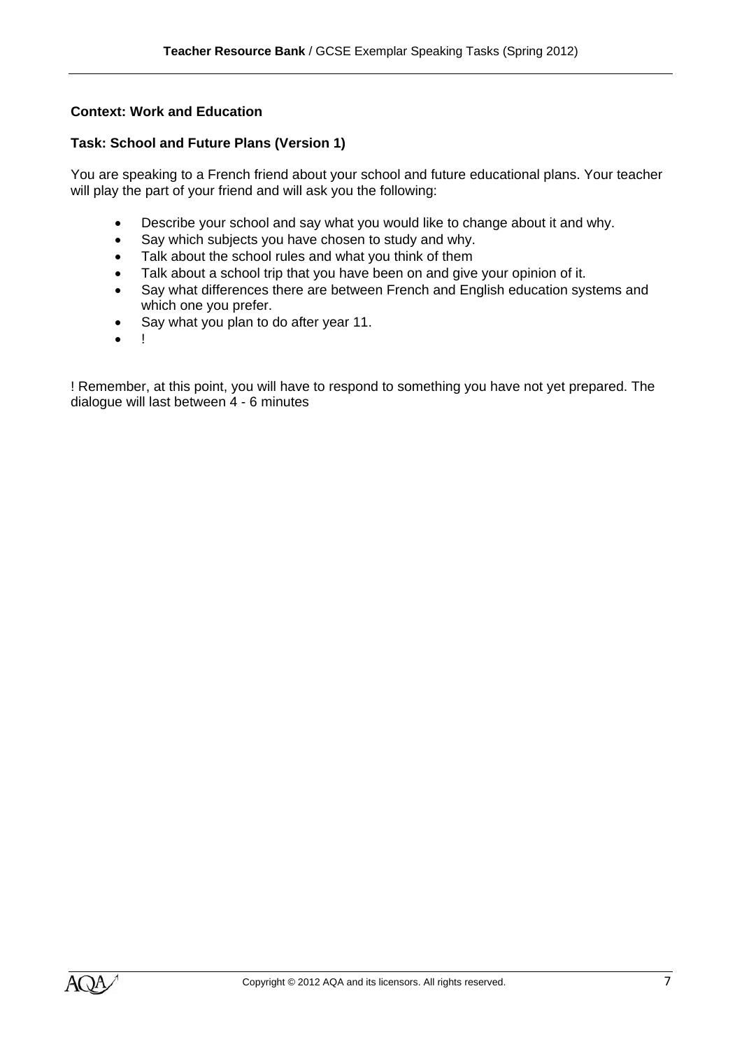**Context: Work and Education**

**Task: School and Future Plans (Version 1)**

You are speaking to a French friend about your school and future educational plans. Your teacher will play the part of your friend and will ask you the following:

- Describe your school and say what you would like to change about it and why.
- Say which subjects you have chosen to study and why.
- Talk about the school rules and what you think of them
- Talk about a school trip that you have been on and give your opinion of it.
- Say what differences there are between French and English education systems and which one you prefer.
- Say what you plan to do after year 11.
- !

! Remember, at this point, you will have to respond to something you have not yet prepared. The dialogue will last between 4 - 6 minutes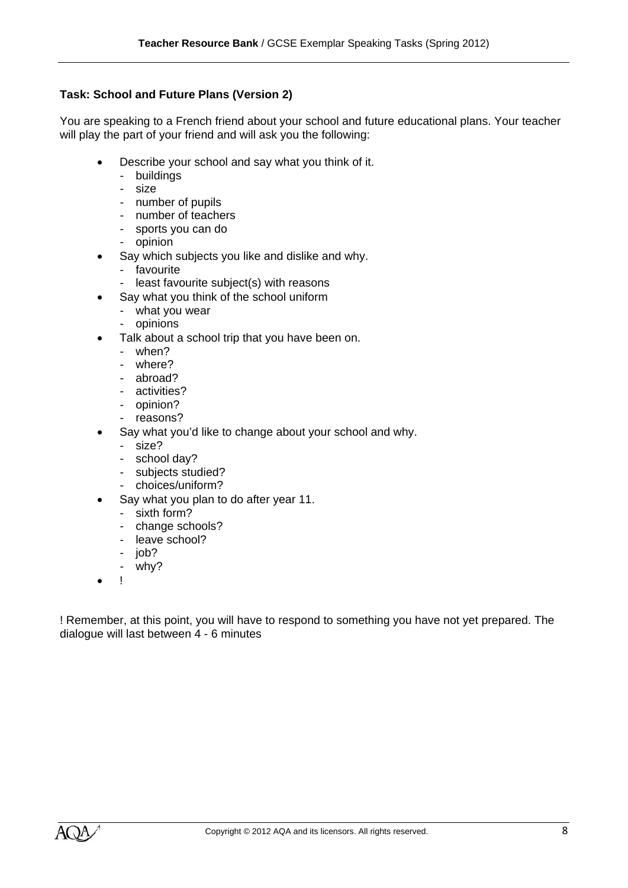**Task: School and Future Plans (Version 2)**

You are speaking to a French friend about your school and future educational plans. Your teacher will play the part of your friend and will ask you the following:

- Describe your school and say what you think of it.
  - buildings
  - size
  - number of pupils
  - number of teachers
  - sports you can do
  - opinion
- Say which subjects you like and dislike and why.
  - favourite
  - least favourite subject(s) with reasons
- Say what you think of the school uniform
  - what you wear
  - opinions
- Talk about a school trip that you have been on.
  - when?
  - where?
  - abroad?
  - activities?
  - opinion?
  - reasons?
- Say what you'd like to change about your school and why.
  - size?
  - school day?
  - subjects studied?
  - choices/uniform?
- Say what you plan to do after year 11.
  - sixth form?
  - change schools?
  - leave school?
  - job?
  - why?
- !

! Remember, at this point, you will have to respond to something you have not yet prepared. The dialogue will last between 4 - 6 minutes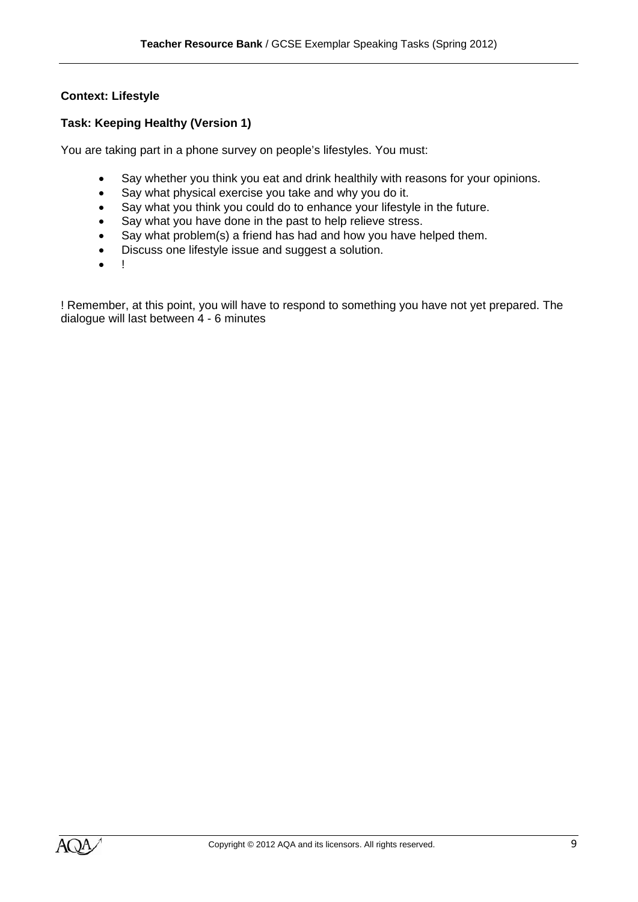**Context: Lifestyle**

**Task: Keeping Healthy (Version 1)**

You are taking part in a phone survey on people's lifestyles. You must:

- Say whether you think you eat and drink healthily with reasons for your opinions.
- Say what physical exercise you take and why you do it.
- Say what you think you could do to enhance your lifestyle in the future.
- Say what you have done in the past to help relieve stress.
- Say what problem(s) a friend has had and how you have helped them.
- Discuss one lifestyle issue and suggest a solution.
- !

! Remember, at this point, you will have to respond to something you have not yet prepared. The dialogue will last between 4 - 6 minutes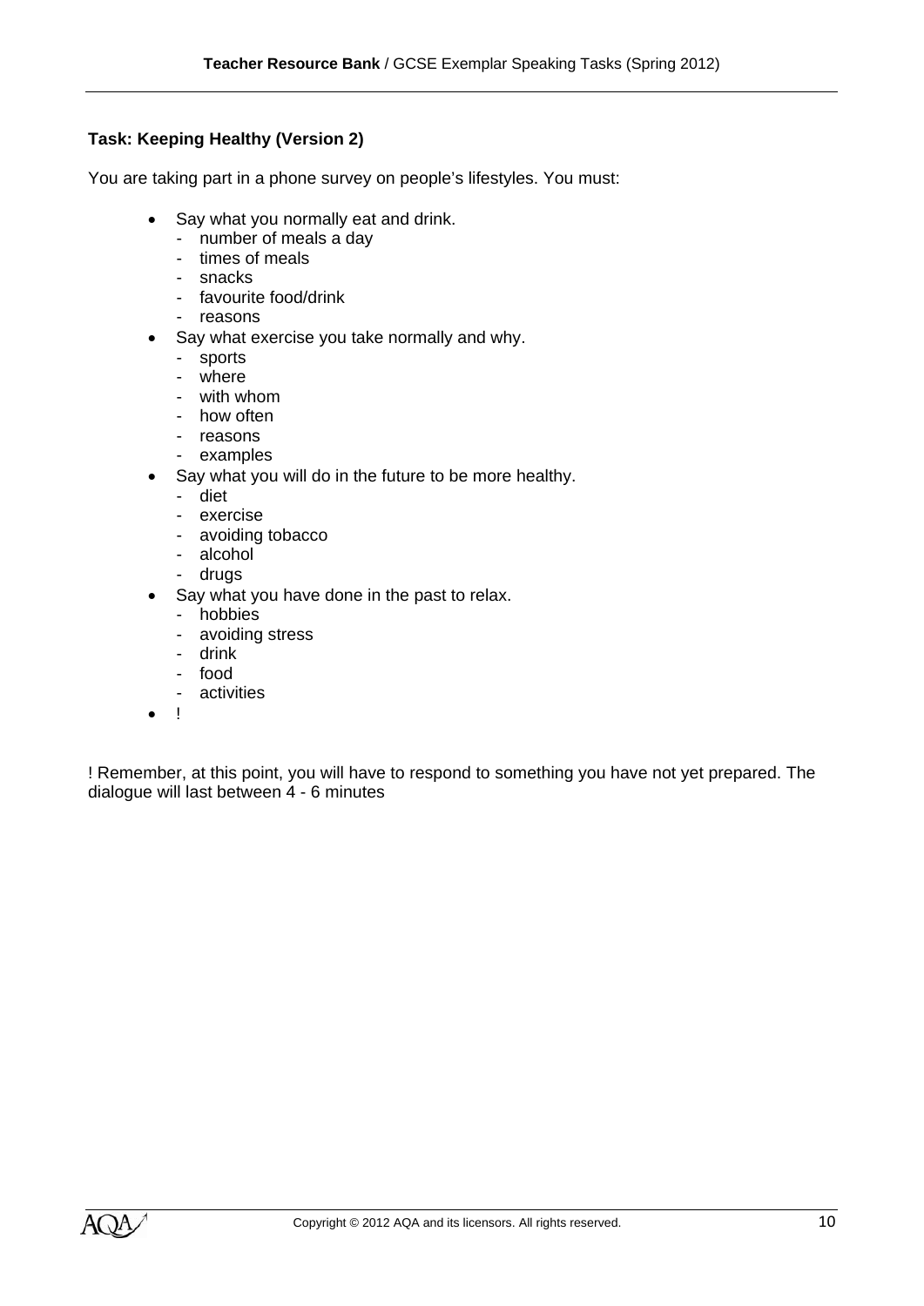### Task: Keeping Healthy (Version 2)

You are taking part in a phone survey on people's lifestyles. You must:

- Say what you normally eat and drink.
  - number of meals a day
  - times of meals
  - snacks
  - favourite food/drink
  - reasons
- Say what exercise you take normally and why.
  - sports
  - where
  - with whom
  - how often
  - reasons
  - examples
- Say what you will do in the future to be more healthy.
  - diet
  - exercise
  - avoiding tobacco
  - alcohol
  - drugs
- Say what you have done in the past to relax.
  - hobbies
  - avoiding stress
  - drink
  - food
  - activities
- !

! Remember, at this point, you will have to respond to something you have not yet prepared. The dialogue will last between 4 - 6 minutes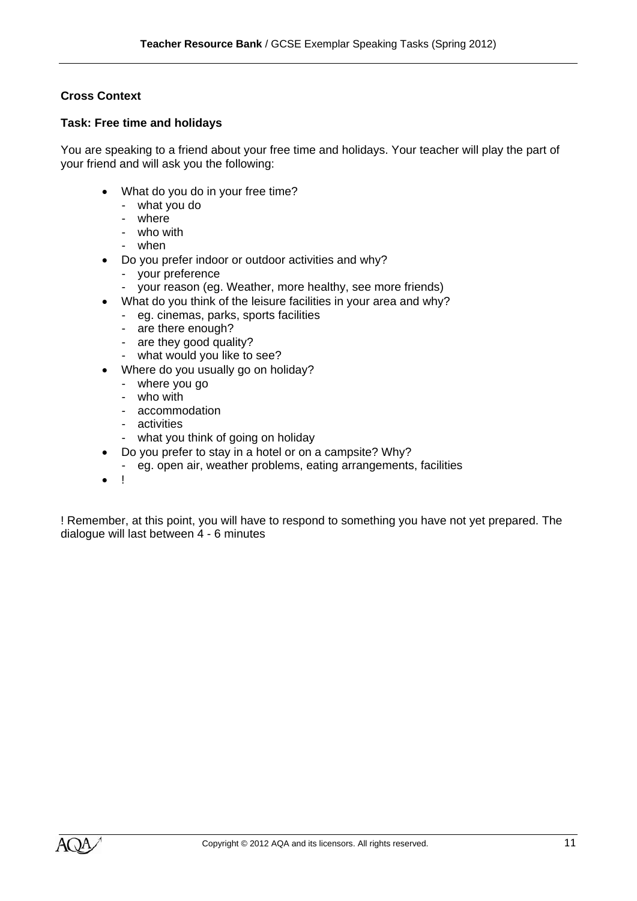**Cross Context**

**Task: Free time and holidays**

You are speaking to a friend about your free time and holidays. Your teacher will play the part of your friend and will ask you the following:

- What do you do in your free time?
  - what you do
  - where
  - who with
  - when
- Do you prefer indoor or outdoor activities and why?
  - your preference
  - your reason (eg. Weather, more healthy, see more friends)
- What do you think of the leisure facilities in your area and why?
  - eg. cinemas, parks, sports facilities
  - are there enough?
  - are they good quality?
  - what would you like to see?
- Where do you usually go on holiday?
  - where you go
  - who with
  - accommodation
  - activities
  - what you think of going on holiday
- Do you prefer to stay in a hotel or on a campsite? Why?
  - eg. open air, weather problems, eating arrangements, facilities
- !

! Remember, at this point, you will have to respond to something you have not yet prepared. The dialogue will last between 4 - 6 minutes